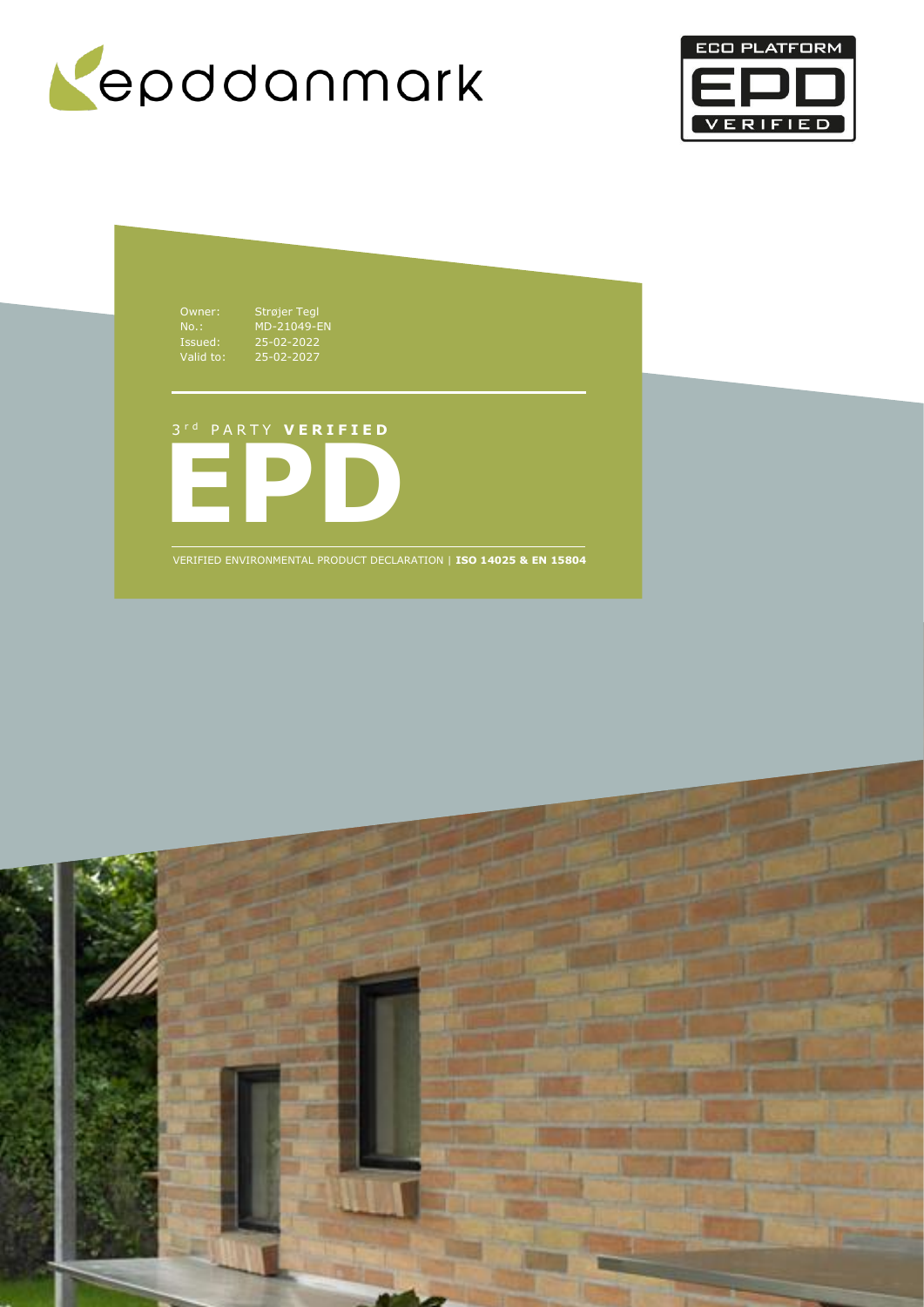epddanmark

ECO PLATFORM EPD VERIFIED

| | |
|---|---|
| Owner: | Strøjer Tegl |
| No.: | MD-21049-EN |
| Issued: | 25-02-2022 |
| Valid to: | 25-02-2027 |

3rd PARTY **VERIFIED**

# EPD

VERIFIED ENVIRONMENTAL PRODUCT DECLARATION | **ISO 14025 & EN 15804**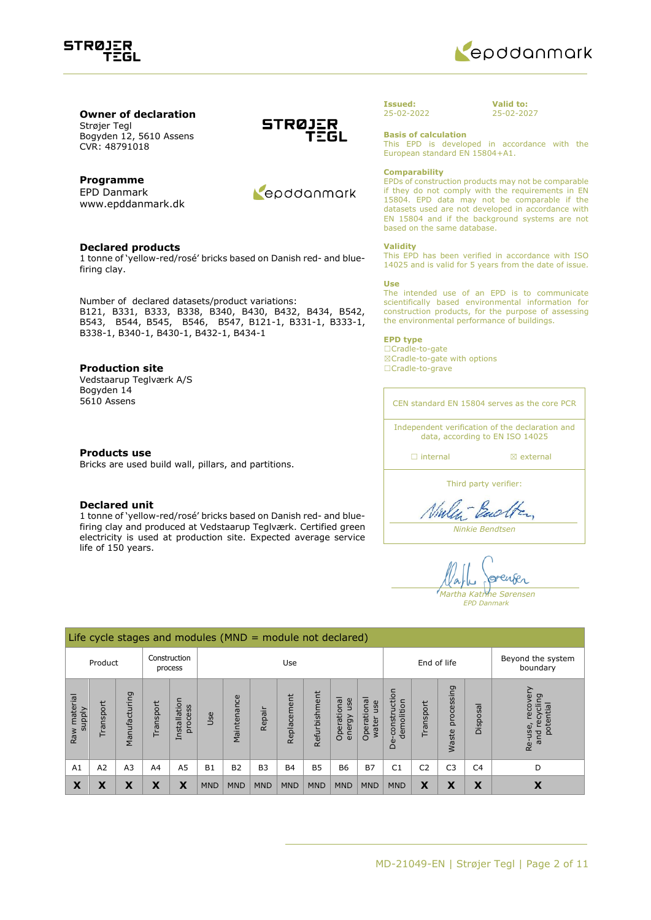### Owner of declaration
Strøjer Tegl
Bogyden 12, 5610 Assens
CVR: 48791018

### Programme
EPD Danmark
www.epddanmark.dk

### Declared products
1 tonne of 'yellow-red/rosé' bricks based on Danish red- and blue-firing clay.

Number of declared datasets/product variations:
B121, B331, B333, B338, B340, B430, B432, B434, B542, B543, B544, B545, B546, B547, B121-1, B331-1, B333-1, B338-1, B340-1, B430-1, B432-1, B434-1

### Production site
Vedstaarup Teglværk A/S
Bogyden 14
5610 Assens

### Products use
Bricks are used build wall, pillars, and partitions.

### Declared unit
1 tonne of 'yellow-red/rosé' bricks based on Danish red- and blue-firing clay and produced at Vedstaarup Teglværk. Certified green electricity is used at production site. Expected average service life of 150 years.

**Issued:** 25-02-2022

**Valid to:** 25-02-2027

**Basis of calculation**
This EPD is developed in accordance with the European standard EN 15804+A1.

**Comparability**
EPDs of construction products may not be comparable if they do not comply with the requirements in EN 15804. EPD data may not be comparable if the datasets used are not developed in accordance with EN 15804 and if the background systems are not based on the same database.

**Validity**
This EPD has been verified in accordance with ISO 14025 and is valid for 5 years from the date of issue.

**Use**
The intended use of an EPD is to communicate scientifically based environmental information for construction products, for the purpose of assessing the environmental performance of buildings.

**EPD type**
☐Cradle-to-gate
☒Cradle-to-gate with options
☐Cradle-to-grave

CEN standard EN 15804 serves as the core PCR

Independent verification of the declaration and data, according to EN ISO 14025

☐ internal ☒ external

Third party verifier:

*Ninkie Bendtsen*

*Martha Katrine Sørensen*
*EPD Danmark*

| Life cycle stages and modules (MND = module not declared) | | | | | | | | | | | | | | | | |
|---|---|---|---|---|---|---|---|---|---|---|---|---|---|---|---|---|
| Product | | | Construction process | | Use | | | | | | | End of life | | | | Beyond the system boundary |
| Raw material supply | Transport | Manufacturing | Transport | Installation process | Use | Maintenance | Repair | Replacement | Refurbishment | Operational energy use | Operational water use | De-construction demolition | Transport | Waste processing | Disposal | Re-use, recovery and recycling potential |
| A1 | A2 | A3 | A4 | A5 | B1 | B2 | B3 | B4 | B5 | B6 | B7 | C1 | C2 | C3 | C4 | D |
| X | X | X | X | X | MND | MND | MND | MND | MND | MND | MND | MND | X | X | X | X |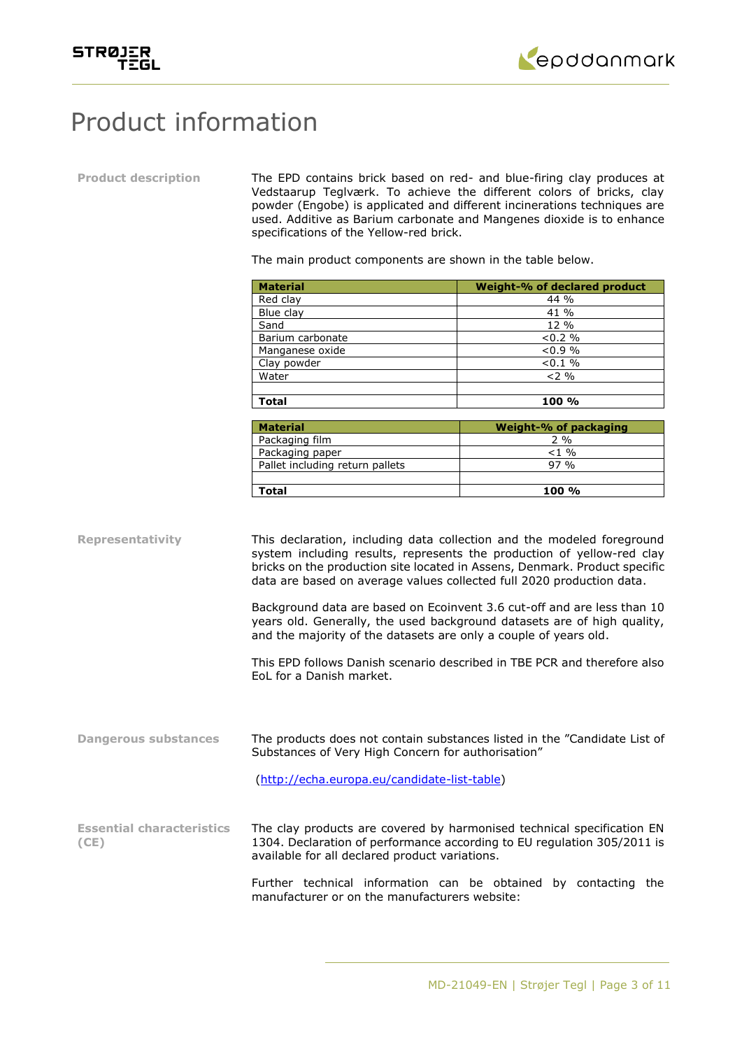# Product information

**Product description**

The EPD contains brick based on red- and blue-firing clay produces at Vedstaarup Teglværk. To achieve the different colors of bricks, clay powder (Engobe) is applicated and different incinerations techniques are used. Additive as Barium carbonate and Mangenes dioxide is to enhance specifications of the Yellow-red brick.

The main product components are shown in the table below.

| Material | Weight-% of declared product |
|---|---|
| Red clay | 44 % |
| Blue clay | 41 % |
| Sand | 12 % |
| Barium carbonate | <0.2 % |
| Manganese oxide | <0.9 % |
| Clay powder | <0.1 % |
| Water | <2 % |
| | |
| **Total** | **100 %** |

| Material | Weight-% of packaging |
|---|---|
| Packaging film | 2 % |
| Packaging paper | <1 % |
| Pallet including return pallets | 97 % |
| | |
| **Total** | **100 %** |

**Representativity**

This declaration, including data collection and the modeled foreground system including results, represents the production of yellow-red clay bricks on the production site located in Assens, Denmark. Product specific data are based on average values collected full 2020 production data.

Background data are based on Ecoinvent 3.6 cut-off and are less than 10 years old. Generally, the used background datasets are of high quality, and the majority of the datasets are only a couple of years old.

This EPD follows Danish scenario described in TBE PCR and therefore also EoL for a Danish market.

**Dangerous substances**

The products does not contain substances listed in the "Candidate List of Substances of Very High Concern for authorisation"

(http://echa.europa.eu/candidate-list-table)

**Essential characteristics (CE)**

The clay products are covered by harmonised technical specification EN 1304. Declaration of performance according to EU regulation 305/2011 is available for all declared product variations.

Further technical information can be obtained by contacting the manufacturer or on the manufacturers website: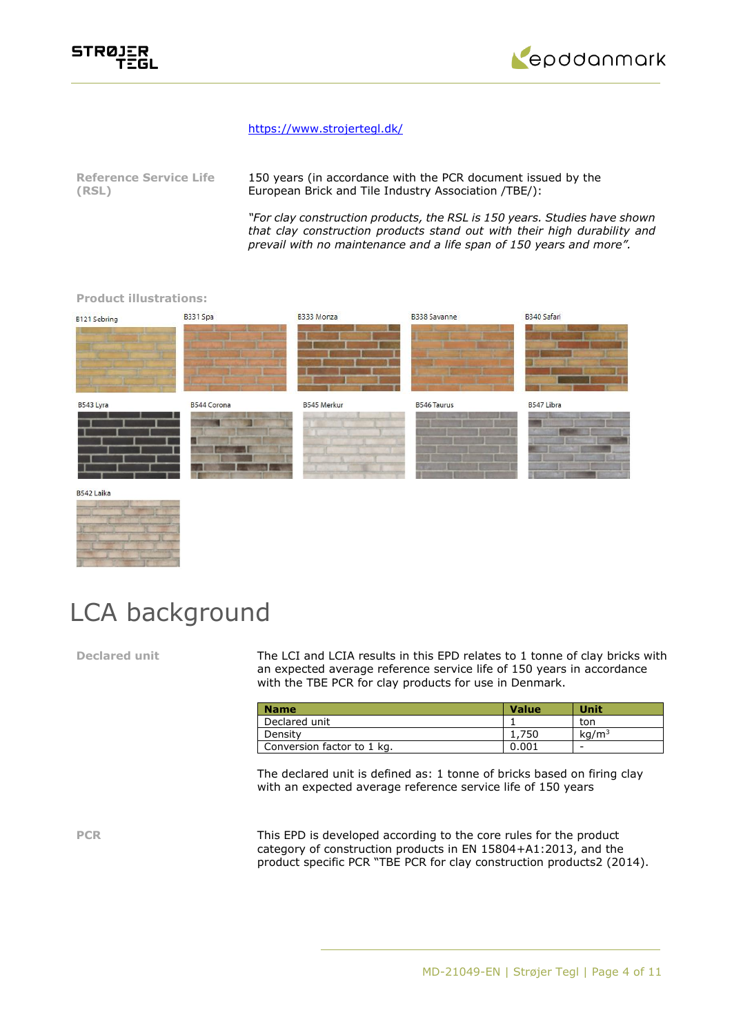https://www.strojertegl.dk/

**Reference Service Life (RSL)**

150 years (in accordance with the PCR document issued by the European Brick and Tile Industry Association /TBE/):

*"For clay construction products, the RSL is 150 years. Studies have shown that clay construction products stand out with their high durability and prevail with no maintenance and a life span of 150 years and more".*

**Product illustrations:**

B121 Sebring

B331 Spa

B333 Monza

B338 Savanne

B340 Safari

B543 Lyra

B544 Corona

B545 Merkur

B546 Taurus

B547 Libra

B542 Laika

# LCA background

**Declared unit**

The LCI and LCIA results in this EPD relates to 1 tonne of clay bricks with an expected average reference service life of 150 years in accordance with the TBE PCR for clay products for use in Denmark.

| Name | Value | Unit |
|---|---|---|
| Declared unit | 1 | ton |
| Density | 1,750 | kg/m$^3$ |
| Conversion factor to 1 kg. | 0.001 | - |

The declared unit is defined as: 1 tonne of bricks based on firing clay with an expected average reference service life of 150 years

**PCR**

This EPD is developed according to the core rules for the product category of construction products in EN 15804+A1:2013, and the product specific PCR "TBE PCR for clay construction products2 (2014).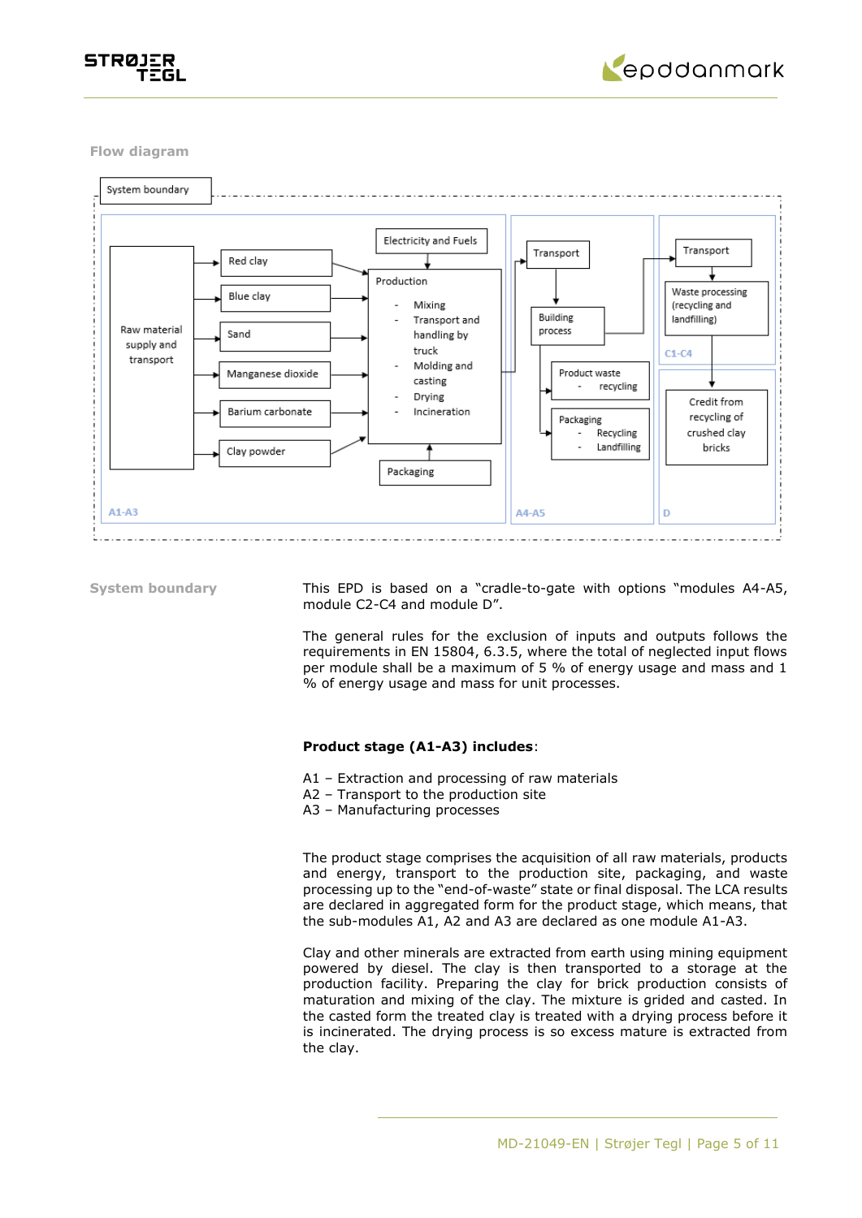## Flow diagram

System boundary

**A1-A3**

- Raw material supply and transport
  - Red clay
  - Blue clay
  - Sand
  - Manganese dioxide
  - Barium carbonate
  - Clay powder
- Electricity and Fuels
- Production
  - Mixing
  - Transport and handling by truck
  - Molding and casting
  - Drying
  - Incineration
- Packaging

**A4-A5**

- Transport
- Building process
- Product waste
  - recycling
- Packaging
  - Recycling
  - Landfilling

**C1-C4**

- Transport
- Waste processing (recycling and landfilling)

**D**

- Credit from recycling of crushed clay bricks

## System boundary

This EPD is based on a "cradle-to-gate with options "modules A4-A5, module C2-C4 and module D".

The general rules for the exclusion of inputs and outputs follows the requirements in EN 15804, 6.3.5, where the total of neglected input flows per module shall be a maximum of 5 % of energy usage and mass and 1 % of energy usage and mass for unit processes.

**Product stage (A1-A3) includes**:

A1 – Extraction and processing of raw materials
A2 – Transport to the production site
A3 – Manufacturing processes

The product stage comprises the acquisition of all raw materials, products and energy, transport to the production site, packaging, and waste processing up to the "end-of-waste" state or final disposal. The LCA results are declared in aggregated form for the product stage, which means, that the sub-modules A1, A2 and A3 are declared as one module A1-A3.

Clay and other minerals are extracted from earth using mining equipment powered by diesel. The clay is then transported to a storage at the production facility. Preparing the clay for brick production consists of maturation and mixing of the clay. The mixture is grided and casted. In the casted form the treated clay is treated with a drying process before it is incinerated. The drying process is so excess mature is extracted from the clay.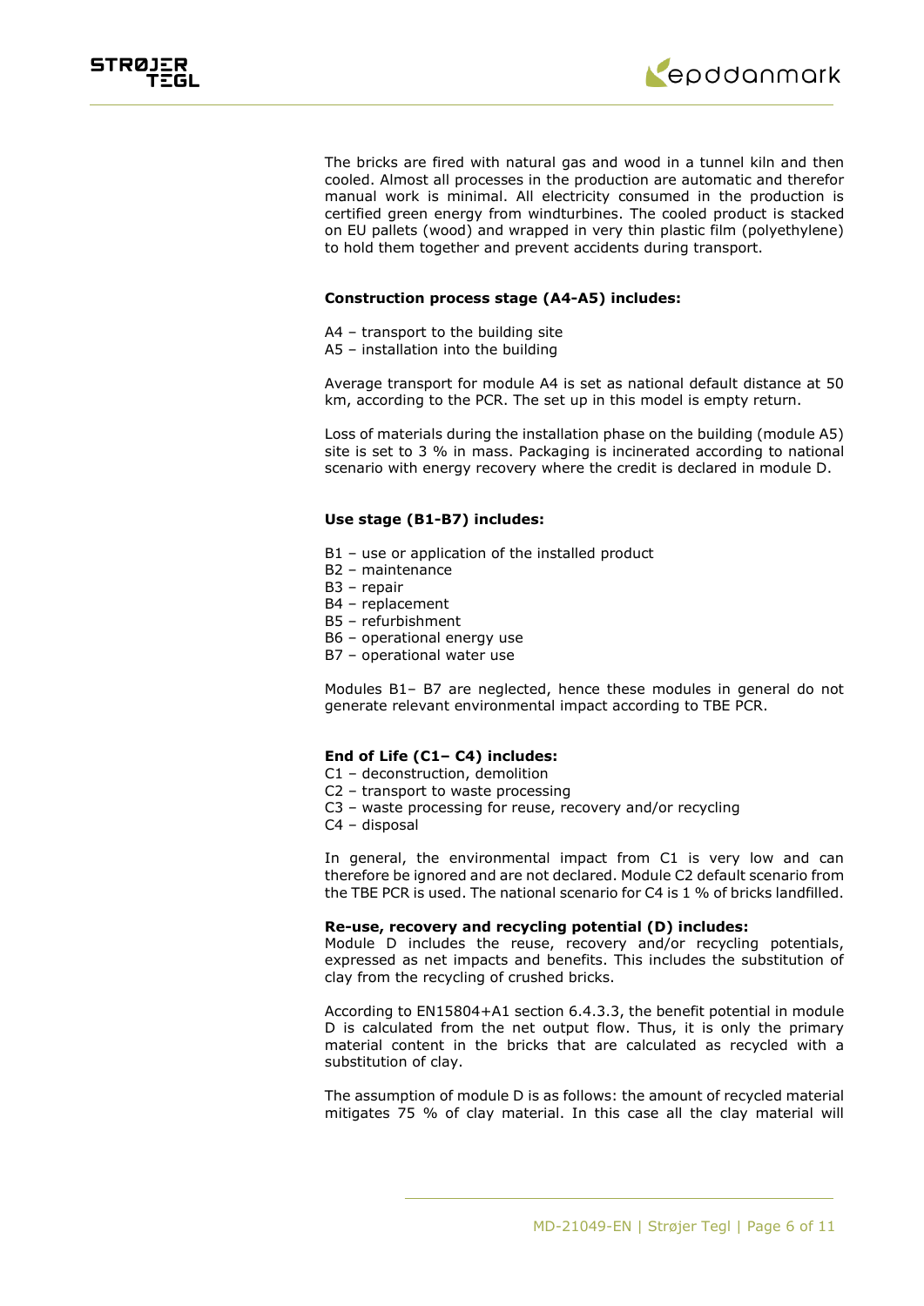The bricks are fired with natural gas and wood in a tunnel kiln and then cooled. Almost all processes in the production are automatic and therefor manual work is minimal. All electricity consumed in the production is certified green energy from windturbines. The cooled product is stacked on EU pallets (wood) and wrapped in very thin plastic film (polyethylene) to hold them together and prevent accidents during transport.

**Construction process stage (A4-A5) includes:**

A4 – transport to the building site
A5 – installation into the building

Average transport for module A4 is set as national default distance at 50 km, according to the PCR. The set up in this model is empty return.

Loss of materials during the installation phase on the building (module A5) site is set to 3 % in mass. Packaging is incinerated according to national scenario with energy recovery where the credit is declared in module D.

**Use stage (B1-B7) includes:**

B1 – use or application of the installed product
B2 – maintenance
B3 – repair
B4 – replacement
B5 – refurbishment
B6 – operational energy use
B7 – operational water use

Modules B1– B7 are neglected, hence these modules in general do not generate relevant environmental impact according to TBE PCR.

**End of Life (C1– C4) includes:**

C1 – deconstruction, demolition
C2 – transport to waste processing
C3 – waste processing for reuse, recovery and/or recycling
C4 – disposal

In general, the environmental impact from C1 is very low and can therefore be ignored and are not declared. Module C2 default scenario from the TBE PCR is used. The national scenario for C4 is 1 % of bricks landfilled.

**Re-use, recovery and recycling potential (D) includes:**

Module D includes the reuse, recovery and/or recycling potentials, expressed as net impacts and benefits. This includes the substitution of clay from the recycling of crushed bricks.

According to EN15804+A1 section 6.4.3.3, the benefit potential in module D is calculated from the net output flow. Thus, it is only the primary material content in the bricks that are calculated as recycled with a substitution of clay.

The assumption of module D is as follows: the amount of recycled material mitigates 75 % of clay material. In this case all the clay material will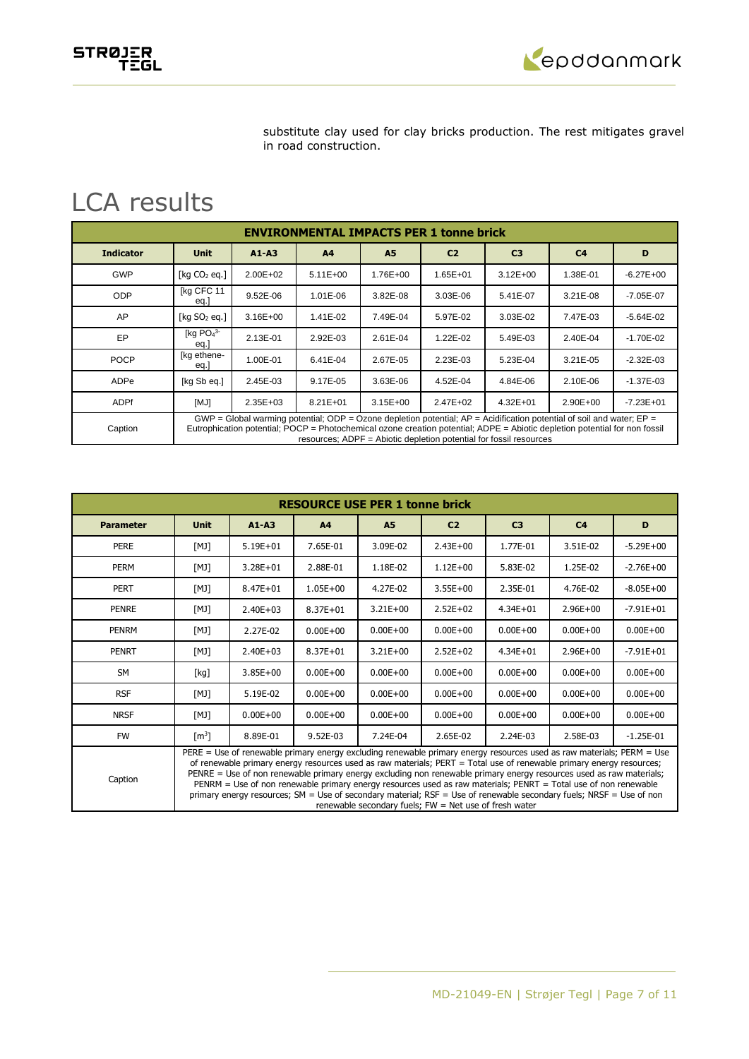substitute clay used for clay bricks production. The rest mitigates gravel in road construction.

# LCA results

| ENVIRONMENTAL IMPACTS PER 1 tonne brick | | | | | | | | |
|---|---|---|---|---|---|---|---|---|
| **Indicator** | **Unit** | **A1-A3** | **A4** | **A5** | **C2** | **C3** | **C4** | **D** |
| GWP | [kg $CO_2$ eq.] | 2.00E+02 | 5.11E+00 | 1.76E+00 | 1.65E+01 | 3.12E+00 | 1.38E-01 | -6.27E+00 |
| ODP | [kg CFC 11 eq.] | 9.52E-06 | 1.01E-06 | 3.82E-08 | 3.03E-06 | 5.41E-07 | 3.21E-08 | -7.05E-07 |
| AP | [kg $SO_2$ eq.] | 3.16E+00 | 1.41E-02 | 7.49E-04 | 5.97E-02 | 3.03E-02 | 7.47E-03 | -5.64E-02 |
| EP | [kg $PO_4^{3-}$ eq.] | 2.13E-01 | 2.92E-03 | 2.61E-04 | 1.22E-02 | 5.49E-03 | 2.40E-04 | -1.70E-02 |
| POCP | [kg ethene-eq.] | 1.00E-01 | 6.41E-04 | 2.67E-05 | 2.23E-03 | 5.23E-04 | 3.21E-05 | -2.32E-03 |
| ADPe | [kg Sb eq.] | 2.45E-03 | 9.17E-05 | 3.63E-06 | 4.52E-04 | 4.84E-06 | 2.10E-06 | -1.37E-03 |
| ADPf | [MJ] | 2.35E+03 | 8.21E+01 | 3.15E+00 | 2.47E+02 | 4.32E+01 | 2.90E+00 | -7.23E+01 |
| Caption | GWP = Global warming potential; ODP = Ozone depletion potential; AP = Acidification potential of soil and water; EP = Eutrophication potential; POCP = Photochemical ozone creation potential; ADPE = Abiotic depletion potential for non fossil resources; ADPF = Abiotic depletion potential for fossil resources | | | | | | | |

| RESOURCE USE PER 1 tonne brick | | | | | | | | |
|---|---|---|---|---|---|---|---|---|
| **Parameter** | **Unit** | **A1-A3** | **A4** | **A5** | **C2** | **C3** | **C4** | **D** |
| PERE | [MJ] | 5.19E+01 | 7.65E-01 | 3.09E-02 | 2.43E+00 | 1.77E-01 | 3.51E-02 | -5.29E+00 |
| PERM | [MJ] | 3.28E+01 | 2.88E-01 | 1.18E-02 | 1.12E+00 | 5.83E-02 | 1.25E-02 | -2.76E+00 |
| PERT | [MJ] | 8.47E+01 | 1.05E+00 | 4.27E-02 | 3.55E+00 | 2.35E-01 | 4.76E-02 | -8.05E+00 |
| PENRE | [MJ] | 2.40E+03 | 8.37E+01 | 3.21E+00 | 2.52E+02 | 4.34E+01 | 2.96E+00 | -7.91E+01 |
| PENRM | [MJ] | 2.27E-02 | 0.00E+00 | 0.00E+00 | 0.00E+00 | 0.00E+00 | 0.00E+00 | 0.00E+00 |
| PENRT | [MJ] | 2.40E+03 | 8.37E+01 | 3.21E+00 | 2.52E+02 | 4.34E+01 | 2.96E+00 | -7.91E+01 |
| SM | [kg] | 3.85E+00 | 0.00E+00 | 0.00E+00 | 0.00E+00 | 0.00E+00 | 0.00E+00 | 0.00E+00 |
| RSF | [MJ] | 5.19E-02 | 0.00E+00 | 0.00E+00 | 0.00E+00 | 0.00E+00 | 0.00E+00 | 0.00E+00 |
| NRSF | [MJ] | 0.00E+00 | 0.00E+00 | 0.00E+00 | 0.00E+00 | 0.00E+00 | 0.00E+00 | 0.00E+00 |
| FW | [$m^3$] | 8.89E-01 | 9.52E-03 | 7.24E-04 | 2.65E-02 | 2.24E-03 | 2.58E-03 | -1.25E-01 |
| Caption | PERE = Use of renewable primary energy excluding renewable primary energy resources used as raw materials; PERM = Use of renewable primary energy resources used as raw materials; PERT = Total use of renewable primary energy resources; PENRE = Use of non renewable primary energy excluding non renewable primary energy resources used as raw materials; PENRM = Use of non renewable primary energy resources used as raw materials; PENRT = Total use of non renewable primary energy resources; SM = Use of secondary material; RSF = Use of renewable secondary fuels; NRSF = Use of non renewable secondary fuels; FW = Net use of fresh water | | | | | | | |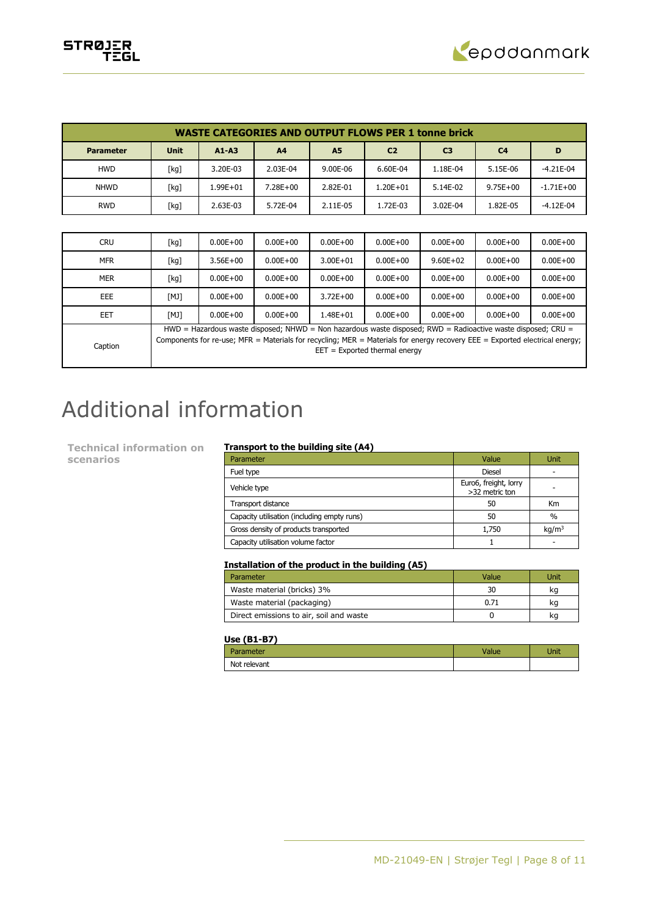| WASTE CATEGORIES AND OUTPUT FLOWS PER 1 tonne brick | | | | | | | | |
|---|---|---|---|---|---|---|---|---|
| **Parameter** | **Unit** | **A1-A3** | **A4** | **A5** | **C2** | **C3** | **C4** | **D** |
| HWD | [kg] | 3.20E-03 | 2.03E-04 | 9.00E-06 | 6.60E-04 | 1.18E-04 | 5.15E-06 | -4.21E-04 |
| NHWD | [kg] | 1.99E+01 | 7.28E+00 | 2.82E-01 | 1.20E+01 | 5.14E-02 | 9.75E+00 | -1.71E+00 |
| RWD | [kg] | 2.63E-03 | 5.72E-04 | 2.11E-05 | 1.72E-03 | 3.02E-04 | 1.82E-05 | -4.12E-04 |
| CRU | [kg] | 0.00E+00 | 0.00E+00 | 0.00E+00 | 0.00E+00 | 0.00E+00 | 0.00E+00 | 0.00E+00 |
| MFR | [kg] | 3.56E+00 | 0.00E+00 | 3.00E+01 | 0.00E+00 | 9.60E+02 | 0.00E+00 | 0.00E+00 |
| MER | [kg] | 0.00E+00 | 0.00E+00 | 0.00E+00 | 0.00E+00 | 0.00E+00 | 0.00E+00 | 0.00E+00 |
| EEE | [MJ] | 0.00E+00 | 0.00E+00 | 3.72E+00 | 0.00E+00 | 0.00E+00 | 0.00E+00 | 0.00E+00 |
| EET | [MJ] | 0.00E+00 | 0.00E+00 | 1.48E+01 | 0.00E+00 | 0.00E+00 | 0.00E+00 | 0.00E+00 |
| Caption | HWD = Hazardous waste disposed; NHWD = Non hazardous waste disposed; RWD = Radioactive waste disposed; CRU = Components for re-use; MFR = Materials for recycling; MER = Materials for energy recovery EEE = Exported electrical energy; EET = Exported thermal energy | | | | | | | |

# Additional information

**Technical information on scenarios**

**Transport to the building site (A4)**

| Parameter | Value | Unit |
|---|---|---|
| Fuel type | Diesel | - |
| Vehicle type | Euro6, freight, lorry >32 metric ton | - |
| Transport distance | 50 | Km |
| Capacity utilisation (including empty runs) | 50 | % |
| Gross density of products transported | 1,750 | kg/m$^3$ |
| Capacity utilisation volume factor | 1 | - |

**Installation of the product in the building (A5)**

| Parameter | Value | Unit |
|---|---|---|
| Waste material (bricks) 3% | 30 | kg |
| Waste material (packaging) | 0.71 | kg |
| Direct emissions to air, soil and waste | 0 | kg |

**Use (B1-B7)**

| Parameter | Value | Unit |
|---|---|---|
| Not relevant | | |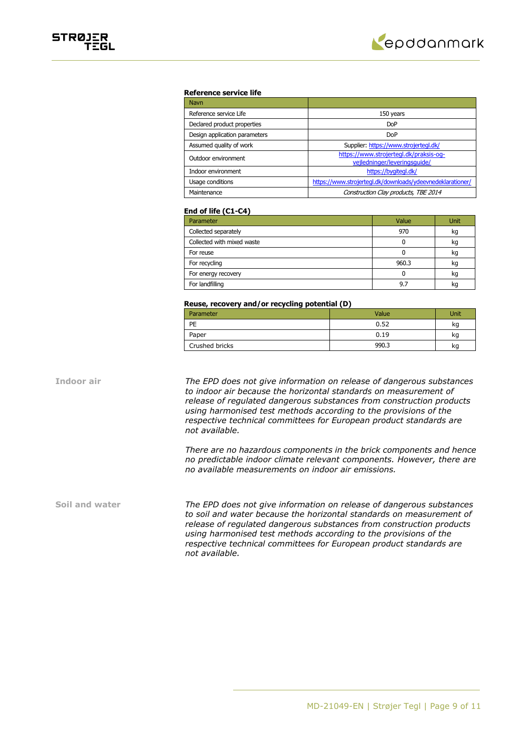### Reference service life

| Navn | |
|---|---|
| Reference service Life | 150 years |
| Declared product properties | DoP |
| Design application parameters | DoP |
| Assumed quality of work | Supplier: https://www.strojertegl.dk/ |
| Outdoor environment | https://www.strojertegl.dk/praksis-og-vejledninger/leveringsguide/ |
| Indoor environment | https://bygitegl.dk/ |
| Usage conditions | https://www.strojertegl.dk/downloads/ydeevnedeklarationer/ |
| Maintenance | *Construction Clay products, TBE 2014* |

### End of life (C1-C4)

| Parameter | Value | Unit |
|---|---|---|
| Collected separately | 970 | kg |
| Collected with mixed waste | 0 | kg |
| For reuse | 0 | kg |
| For recycling | 960.3 | kg |
| For energy recovery | 0 | kg |
| For landfilling | 9.7 | kg |

### Reuse, recovery and/or recycling potential (D)

| Parameter | Value | Unit |
|---|---|---|
| PE | 0.52 | kg |
| Paper | 0.19 | kg |
| Crushed bricks | 990.3 | kg |

**Indoor air**

*The EPD does not give information on release of dangerous substances to indoor air because the horizontal standards on measurement of release of regulated dangerous substances from construction products using harmonised test methods according to the provisions of the respective technical committees for European product standards are not available.*

*There are no hazardous components in the brick components and hence no predictable indoor climate relevant components. However, there are no available measurements on indoor air emissions.*

**Soil and water**

*The EPD does not give information on release of dangerous substances to soil and water because the horizontal standards on measurement of release of regulated dangerous substances from construction products using harmonised test methods according to the provisions of the respective technical committees for European product standards are not available.*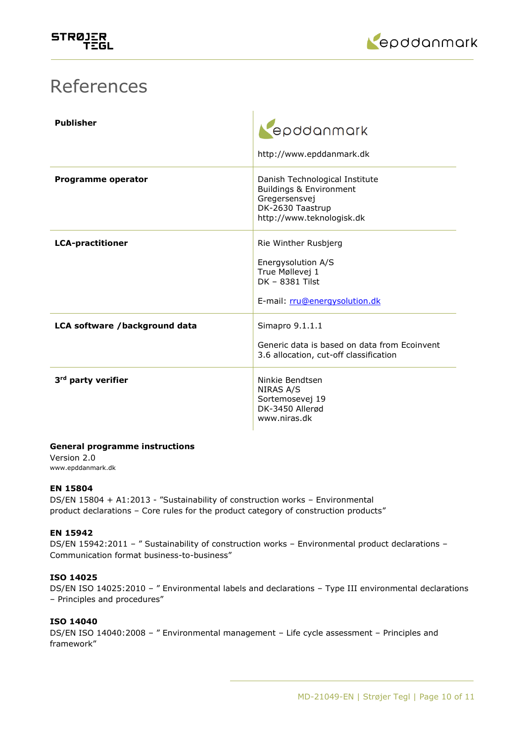# References

| | |
|---|---|
| **Publisher** | epddanmark<br><br>http://www.epddanmark.dk |
| **Programme operator** | Danish Technological Institute<br>Buildings & Environment<br>Gregersensvej<br>DK-2630 Taastrup<br>http://www.teknologisk.dk |
| **LCA-practitioner** | Rie Winther Rusbjerg<br><br>Energysolution A/S<br>True Møllevej 1<br>DK – 8381 Tilst<br><br>E-mail: rru@energysolution.dk |
| **LCA software /background data** | Simapro 9.1.1.1<br><br>Generic data is based on data from Ecoinvent 3.6 allocation, cut-off classification |
| **3rd party verifier** | Ninkie Bendtsen<br>NIRAS A/S<br>Sortemosevej 19<br>DK-3450 Allerød<br>www.niras.dk |

**General programme instructions**
Version 2.0
www.epddanmark.dk

**EN 15804**
DS/EN 15804 + A1:2013 - "Sustainability of construction works – Environmental product declarations – Core rules for the product category of construction products"

**EN 15942**
DS/EN 15942:2011 – " Sustainability of construction works – Environmental product declarations – Communication format business-to-business"

**ISO 14025**
DS/EN ISO 14025:2010 – " Environmental labels and declarations – Type III environmental declarations – Principles and procedures"

**ISO 14040**
DS/EN ISO 14040:2008 – " Environmental management – Life cycle assessment – Principles and framework"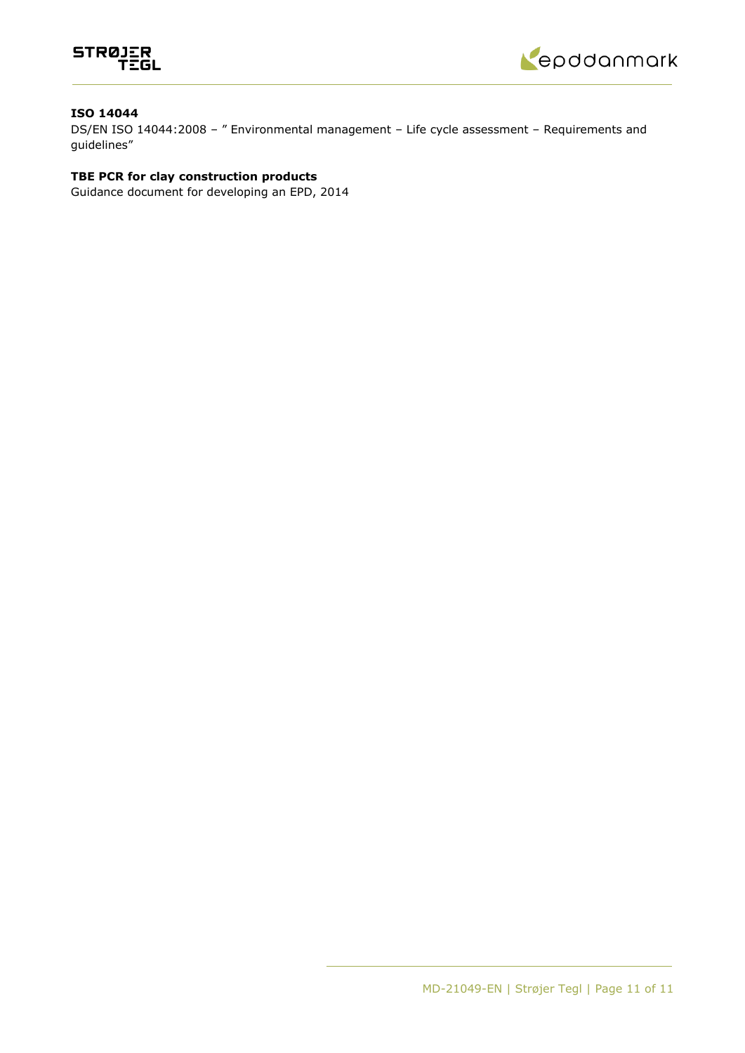**ISO 14044**
DS/EN ISO 14044:2008 – " Environmental management – Life cycle assessment – Requirements and guidelines"

**TBE PCR for clay construction products**
Guidance document for developing an EPD, 2014